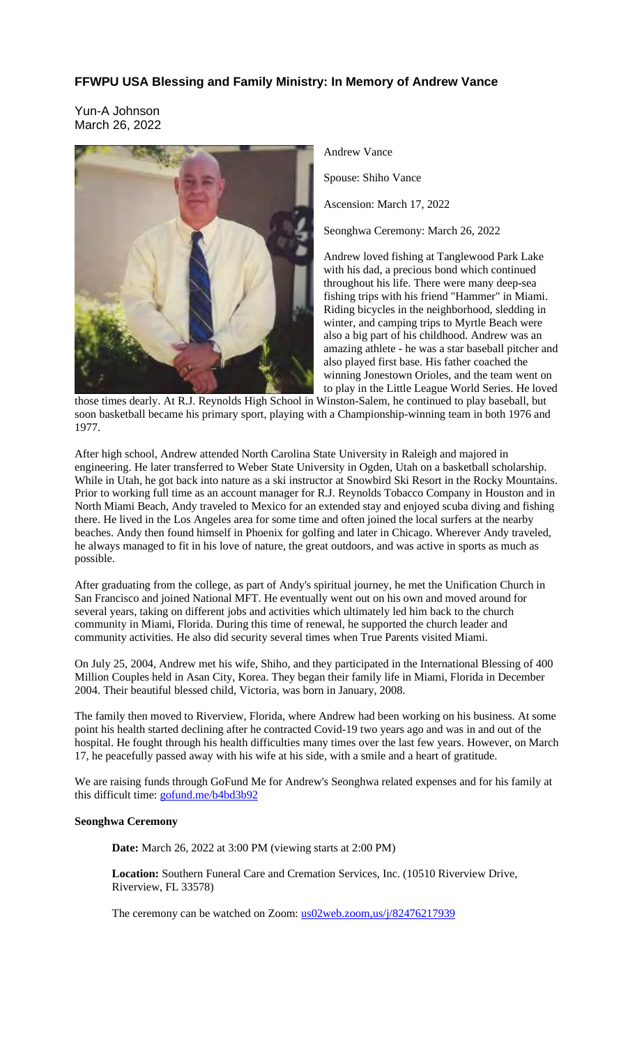## FFWPU USA Blessing and Family Ministry: In Memory of Andrew Vance

Yun-A Johnson
March 26, 2022

Andrew Vance

Spouse: Shiho Vance

Ascension: March 17, 2022

Seonghwa Ceremony: March 26, 2022

Andrew loved fishing at Tanglewood Park Lake with his dad, a precious bond which continued throughout his life. There were many deep-sea fishing trips with his friend "Hammer" in Miami. Riding bicycles in the neighborhood, sledding in winter, and camping trips to Myrtle Beach were also a big part of his childhood. Andrew was an amazing athlete - he was a star baseball pitcher and also played first base. His father coached the winning Jonestown Orioles, and the team went on to play in the Little League World Series. He loved those times dearly. At R.J. Reynolds High School in Winston-Salem, he continued to play baseball, but soon basketball became his primary sport, playing with a Championship-winning team in both 1976 and 1977.

After high school, Andrew attended North Carolina State University in Raleigh and majored in engineering. He later transferred to Weber State University in Ogden, Utah on a basketball scholarship. While in Utah, he got back into nature as a ski instructor at Snowbird Ski Resort in the Rocky Mountains. Prior to working full time as an account manager for R.J. Reynolds Tobacco Company in Houston and in North Miami Beach, Andy traveled to Mexico for an extended stay and enjoyed scuba diving and fishing there. He lived in the Los Angeles area for some time and often joined the local surfers at the nearby beaches. Andy then found himself in Phoenix for golfing and later in Chicago. Wherever Andy traveled, he always managed to fit in his love of nature, the great outdoors, and was active in sports as much as possible.

After graduating from the college, as part of Andy's spiritual journey, he met the Unification Church in San Francisco and joined National MFT. He eventually went out on his own and moved around for several years, taking on different jobs and activities which ultimately led him back to the church community in Miami, Florida. During this time of renewal, he supported the church leader and community activities. He also did security several times when True Parents visited Miami.

On July 25, 2004, Andrew met his wife, Shiho, and they participated in the International Blessing of 400 Million Couples held in Asan City, Korea. They began their family life in Miami, Florida in December 2004. Their beautiful blessed child, Victoria, was born in January, 2008.

The family then moved to Riverview, Florida, where Andrew had been working on his business. At some point his health started declining after he contracted Covid-19 two years ago and was in and out of the hospital. He fought through his health difficulties many times over the last few years. However, on March 17, he peacefully passed away with his wife at his side, with a smile and a heart of gratitude.

We are raising funds through GoFund Me for Andrew's Seonghwa related expenses and for his family at this difficult time: gofund.me/b4bd3b92

**Seonghwa Ceremony**

**Date:** March 26, 2022 at 3:00 PM (viewing starts at 2:00 PM)

**Location:** Southern Funeral Care and Cremation Services, Inc. (10510 Riverview Drive, Riverview, FL 33578)

The ceremony can be watched on Zoom: us02web.zoom,us/j/82476217939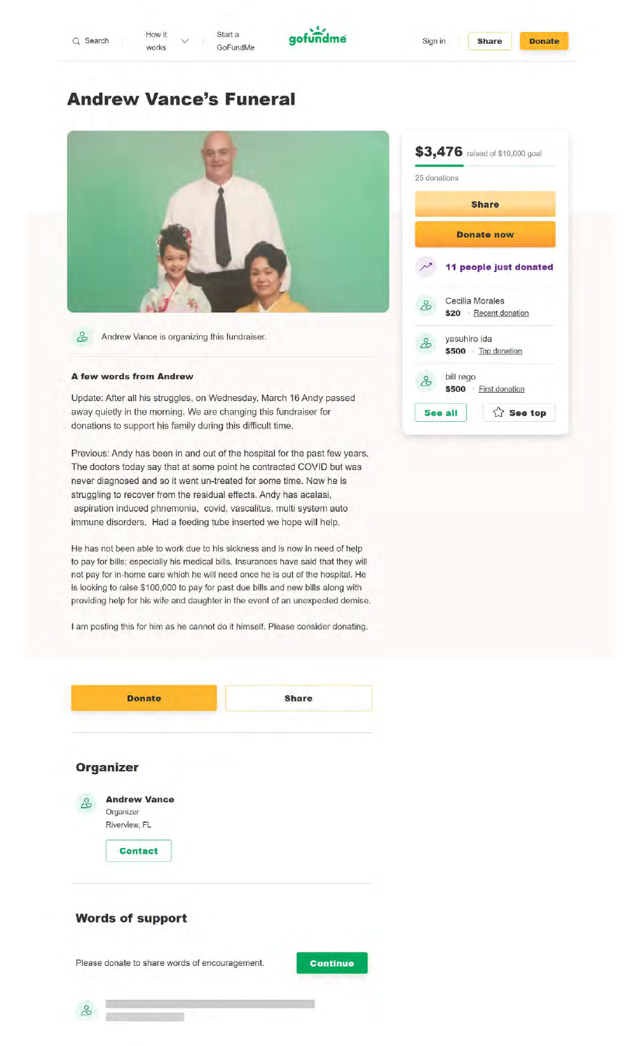Search | How it works | Start a GoFundMe | gofundme | Sign in | Share | Donate

# Andrew Vance's Funeral

Andrew Vance is organizing this fundraiser.

**A few words from Andrew**

Update: After all his struggles, on Wednesday, March 16 Andy passed away quietly in the morning. We are changing this fundraiser for donations to support his family during this difficult time.

Previous: Andy has been in and out of the hospital for the past few years. The doctors today say that at some point he contracted COVID but was never diagnosed and so it went un-treated for some time. Now he is struggling to recover from the residual effects. Andy has acalasi, aspiration induced phnemonia, covid, vascalitus, multi system auto immune disorders. Had a feeding tube inserted we hope will help.

He has not been able to work due to his sickness and is now in need of help to pay for bills; especially his medical bills. Insurances have said that they will not pay for in-home care which he will need once he is out of the hospital. He is looking to raise $100,000 to pay for past due bills and new bills along with providing help for his wife and daughter in the event of an unexpected demise.

I am posting this for him as he cannot do it himself. Please consider donating.

Donate | Share

**$3,476** raised of $10,000 goal

25 donations

Share

Donate now

11 people just donated

Cecilia Morales
$20 · Recent donation

yasuhiro ida
$500 · Top donation

bill rego
$500 · First donation

See all | See top

## Organizer

**Andrew Vance**
Organizer
Riverview, FL

Contact

## Words of support

Please donate to share words of encouragement. Continue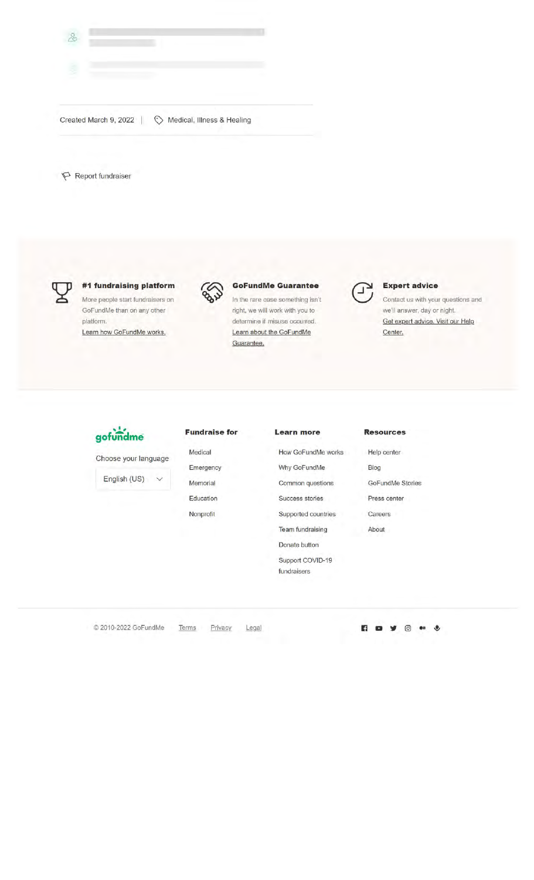Created March 9, 2022 | Medical, Illness & Healing

Report fundraiser

**#1 fundraising platform**

More people start fundraisers on GoFundMe than on any other platform.
Learn how GoFundMe works.

**GoFundMe Guarantee**

In the rare case something isn't right, we will work with you to determine if misuse occurred.
Learn about the GoFundMe Guarantee.

**Expert advice**

Contact us with your questions and we'll answer, day or night.
Get expert advice. Visit our Help Center.

gofundme

Choose your language

English (US)

**Fundraise for**

- Medical
- Emergency
- Memorial
- Education
- Nonprofit

**Learn more**

- How GoFundMe works
- Why GoFundMe
- Common questions
- Success stories
- Supported countries
- Team fundraising
- Donate button
- Support COVID-19 fundraisers

**Resources**

- Help center
- Blog
- GoFundMe Stories
- Press center
- Careers
- About

© 2010-2022 GoFundMe Terms Privacy Legal